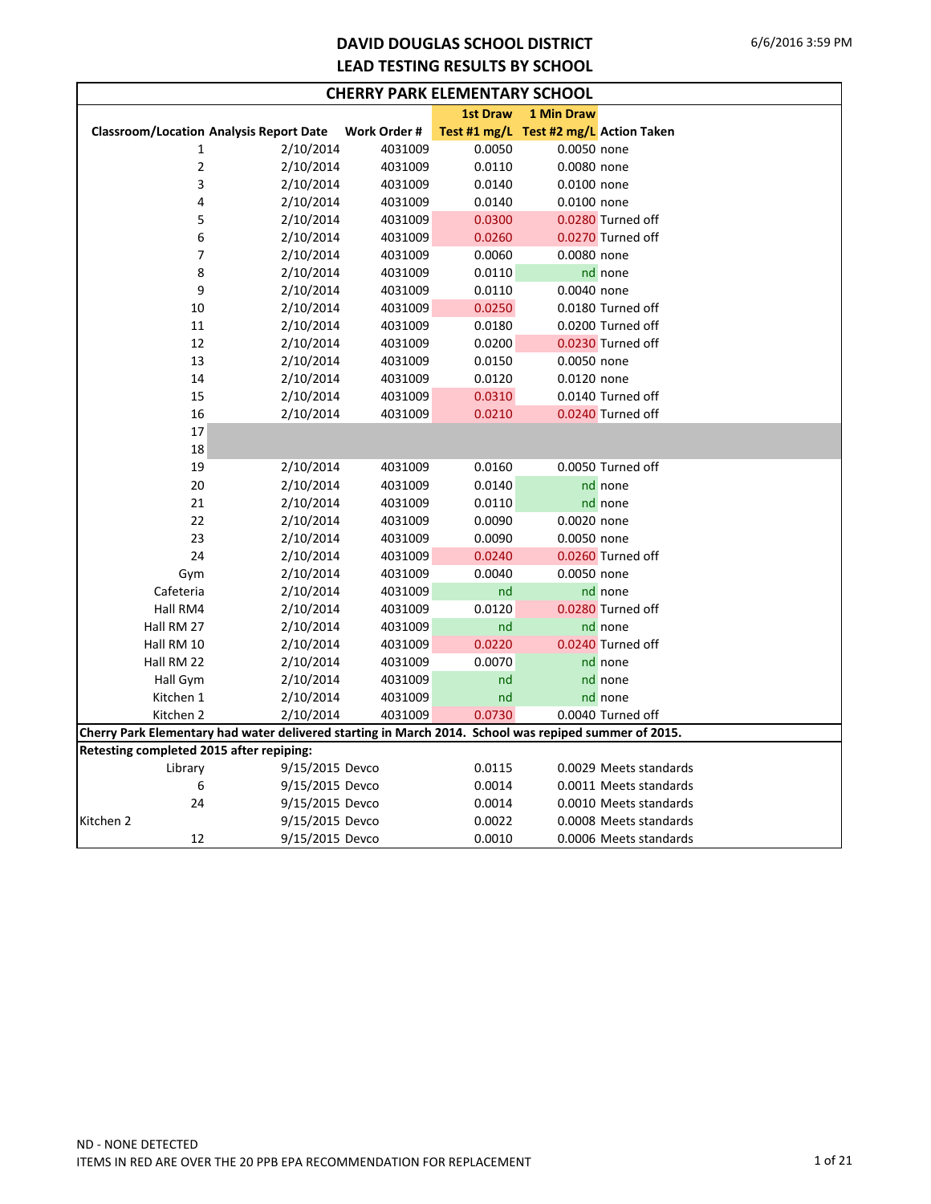# DAVID DOUGLAS SCHOOL DISTRICT
## LEAD TESTING RESULTS BY SCHOOL

### CHERRY PARK ELEMENTARY SCHOOL

| Classroom/Location | Analysis Report Date | Work Order # | 1st Draw Test #1 mg/L | 1 Min Draw Test #2 mg/L | Action Taken |
|---|---|---|---|---|---|
| 1 | 2/10/2014 | 4031009 | 0.0050 | 0.0050 | none |
| 2 | 2/10/2014 | 4031009 | 0.0110 | 0.0080 | none |
| 3 | 2/10/2014 | 4031009 | 0.0140 | 0.0100 | none |
| 4 | 2/10/2014 | 4031009 | 0.0140 | 0.0100 | none |
| 5 | 2/10/2014 | 4031009 | 0.0300 | 0.0280 | Turned off |
| 6 | 2/10/2014 | 4031009 | 0.0260 | 0.0270 | Turned off |
| 7 | 2/10/2014 | 4031009 | 0.0060 | 0.0080 | none |
| 8 | 2/10/2014 | 4031009 | 0.0110 | nd | none |
| 9 | 2/10/2014 | 4031009 | 0.0110 | 0.0040 | none |
| 10 | 2/10/2014 | 4031009 | 0.0250 | 0.0180 | Turned off |
| 11 | 2/10/2014 | 4031009 | 0.0180 | 0.0200 | Turned off |
| 12 | 2/10/2014 | 4031009 | 0.0200 | 0.0230 | Turned off |
| 13 | 2/10/2014 | 4031009 | 0.0150 | 0.0050 | none |
| 14 | 2/10/2014 | 4031009 | 0.0120 | 0.0120 | none |
| 15 | 2/10/2014 | 4031009 | 0.0310 | 0.0140 | Turned off |
| 16 | 2/10/2014 | 4031009 | 0.0210 | 0.0240 | Turned off |
| 17 | | | | | |
| 18 | | | | | |
| 19 | 2/10/2014 | 4031009 | 0.0160 | 0.0050 | Turned off |
| 20 | 2/10/2014 | 4031009 | 0.0140 | nd | none |
| 21 | 2/10/2014 | 4031009 | 0.0110 | nd | none |
| 22 | 2/10/2014 | 4031009 | 0.0090 | 0.0020 | none |
| 23 | 2/10/2014 | 4031009 | 0.0090 | 0.0050 | none |
| 24 | 2/10/2014 | 4031009 | 0.0240 | 0.0260 | Turned off |
| Gym | 2/10/2014 | 4031009 | 0.0040 | 0.0050 | none |
| Cafeteria | 2/10/2014 | 4031009 | nd | nd | none |
| Hall RM4 | 2/10/2014 | 4031009 | 0.0120 | 0.0280 | Turned off |
| Hall RM 27 | 2/10/2014 | 4031009 | nd | nd | none |
| Hall RM 10 | 2/10/2014 | 4031009 | 0.0220 | 0.0240 | Turned off |
| Hall RM 22 | 2/10/2014 | 4031009 | 0.0070 | nd | none |
| Hall Gym | 2/10/2014 | 4031009 | nd | nd | none |
| Kitchen 1 | 2/10/2014 | 4031009 | nd | nd | none |
| Kitchen 2 | 2/10/2014 | 4031009 | 0.0730 | 0.0040 | Turned off |

**Cherry Park Elementary had water delivered starting in March 2014. School was repiped summer of 2015.**

**Retesting completed 2015 after repiping:**

| Classroom/Location | Analysis Report Date | Work Order # | 1st Draw Test #1 mg/L | 1 Min Draw Test #2 mg/L | Action Taken |
|---|---|---|---|---|---|
| Library | 9/15/2015 | Devco | 0.0115 | 0.0029 | Meets standards |
| 6 | 9/15/2015 | Devco | 0.0014 | 0.0011 | Meets standards |
| 24 | 9/15/2015 | Devco | 0.0014 | 0.0010 | Meets standards |
| Kitchen 2 | 9/15/2015 | Devco | 0.0022 | 0.0008 | Meets standards |
| 12 | 9/15/2015 | Devco | 0.0010 | 0.0006 | Meets standards |

ND - NONE DETECTED

ITEMS IN RED ARE OVER THE 20 PPB EPA RECOMMENDATION FOR REPLACEMENT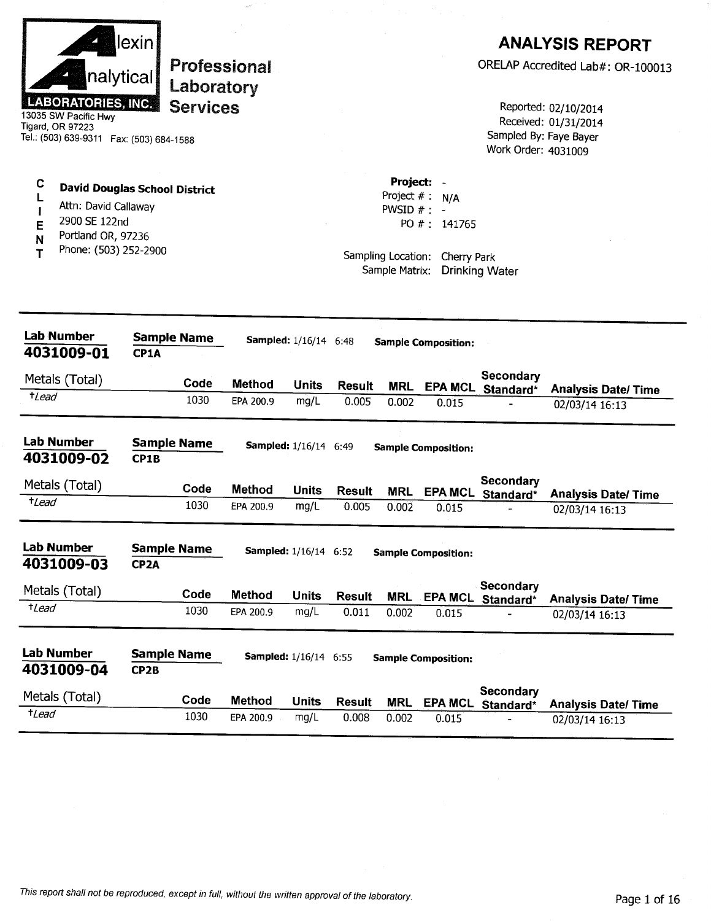**Alexin Analytical LABORATORIES, INC.**

**Professional Laboratory Services**

13035 SW Pacific Hwy
Tigard, OR 97223
Tel.: (503) 639-9311 Fax: (503) 684-1588

# ANALYSIS REPORT

ORELAP Accredited Lab#: OR-100013

Reported: 02/10/2014
Received: 01/31/2014
Sampled By: Faye Bayer
Work Order: 4031009

**CLIENT**

**David Douglas School District**
Attn: David Callaway
2900 SE 122nd
Portland OR, 97236
Phone: (503) 252-2900

**Project:** -
Project # : N/A
PWSID # : -
PO # : 141765

Sampling Location: Cherry Park
Sample Matrix: Drinking Water

---

**Lab Number** 4031009-01 **Sample Name** CP1A **Sampled:** 1/16/14 6:48 **Sample Composition:**

| Metals (Total) | Code | Method | Units | Result | MRL | EPA MCL | Secondary Standard* | Analysis Date/ Time |
|---|---|---|---|---|---|---|---|---|
| †*Lead* | 1030 | EPA 200.9 | mg/L | 0.005 | 0.002 | 0.015 | - | 02/03/14 16:13 |

**Lab Number** 4031009-02 **Sample Name** CP1B **Sampled:** 1/16/14 6:49 **Sample Composition:**

| Metals (Total) | Code | Method | Units | Result | MRL | EPA MCL | Secondary Standard* | Analysis Date/ Time |
|---|---|---|---|---|---|---|---|---|
| †*Lead* | 1030 | EPA 200.9 | mg/L | 0.005 | 0.002 | 0.015 | - | 02/03/14 16:13 |

**Lab Number** 4031009-03 **Sample Name** CP2A **Sampled:** 1/16/14 6:52 **Sample Composition:**

| Metals (Total) | Code | Method | Units | Result | MRL | EPA MCL | Secondary Standard* | Analysis Date/ Time |
|---|---|---|---|---|---|---|---|---|
| †*Lead* | 1030 | EPA 200.9 | mg/L | 0.011 | 0.002 | 0.015 | - | 02/03/14 16:13 |

**Lab Number** 4031009-04 **Sample Name** CP2B **Sampled:** 1/16/14 6:55 **Sample Composition:**

| Metals (Total) | Code | Method | Units | Result | MRL | EPA MCL | Secondary Standard* | Analysis Date/ Time |
|---|---|---|---|---|---|---|---|---|
| †*Lead* | 1030 | EPA 200.9 | mg/L | 0.008 | 0.002 | 0.015 | - | 02/03/14 16:13 |

*This report shall not be reproduced, except in full, without the written approval of the laboratory.*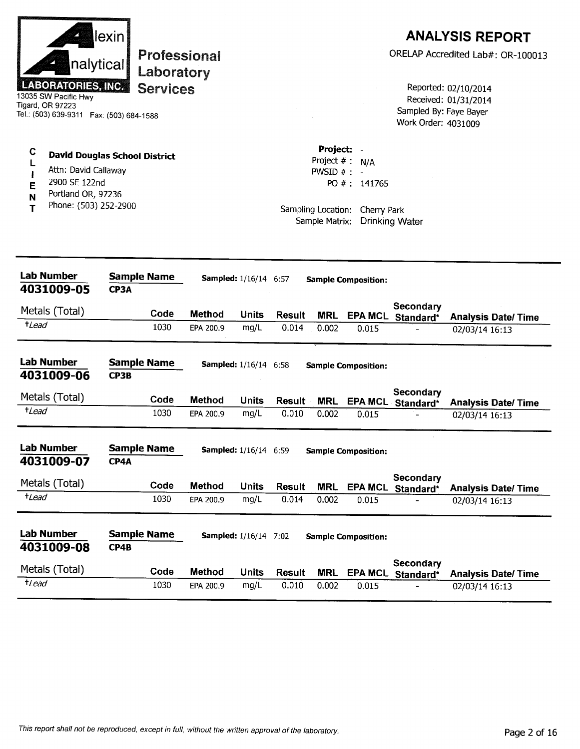**Alexin Analytical Laboratories, Inc.**
13035 SW Pacific Hwy
Tigard, OR 97223
Tel.: (503) 639-9311 Fax: (503) 684-1588

**Professional Laboratory Services**

# ANALYSIS REPORT

ORELAP Accredited Lab#: OR-100013

Reported: 02/10/2014
Received: 01/31/2014
Sampled By: Faye Bayer
Work Order: 4031009

**CLIENT**

**David Douglas School District**
Attn: David Callaway
2900 SE 122nd
Portland OR, 97236
Phone: (503) 252-2900

**Project:** -
Project # : N/A
PWSID # : -
PO # : 141765

Sampling Location: Cherry Park
Sample Matrix: Drinking Water

---

**Lab Number** 4031009-05 | **Sample Name** CP3A | **Sampled:** 1/16/14 6:57 | **Sample Composition:**

| Metals (Total) | Code | Method | Units | Result | MRL | EPA MCL | Secondary Standard* | Analysis Date/ Time |
|---|---|---|---|---|---|---|---|---|
| †*Lead* | 1030 | EPA 200.9 | mg/L | 0.014 | 0.002 | 0.015 | - | 02/03/14 16:13 |

**Lab Number** 4031009-06 | **Sample Name** CP3B | **Sampled:** 1/16/14 6:58 | **Sample Composition:**

| Metals (Total) | Code | Method | Units | Result | MRL | EPA MCL | Secondary Standard* | Analysis Date/ Time |
|---|---|---|---|---|---|---|---|---|
| †*Lead* | 1030 | EPA 200.9 | mg/L | 0.010 | 0.002 | 0.015 | - | 02/03/14 16:13 |

**Lab Number** 4031009-07 | **Sample Name** CP4A | **Sampled:** 1/16/14 6:59 | **Sample Composition:**

| Metals (Total) | Code | Method | Units | Result | MRL | EPA MCL | Secondary Standard* | Analysis Date/ Time |
|---|---|---|---|---|---|---|---|---|
| †*Lead* | 1030 | EPA 200.9 | mg/L | 0.014 | 0.002 | 0.015 | - | 02/03/14 16:13 |

**Lab Number** 4031009-08 | **Sample Name** CP4B | **Sampled:** 1/16/14 7:02 | **Sample Composition:**

| Metals (Total) | Code | Method | Units | Result | MRL | EPA MCL | Secondary Standard* | Analysis Date/ Time |
|---|---|---|---|---|---|---|---|---|
| †*Lead* | 1030 | EPA 200.9 | mg/L | 0.010 | 0.002 | 0.015 | - | 02/03/14 16:13 |

*This report shall not be reproduced, except in full, without the written approval of the laboratory.*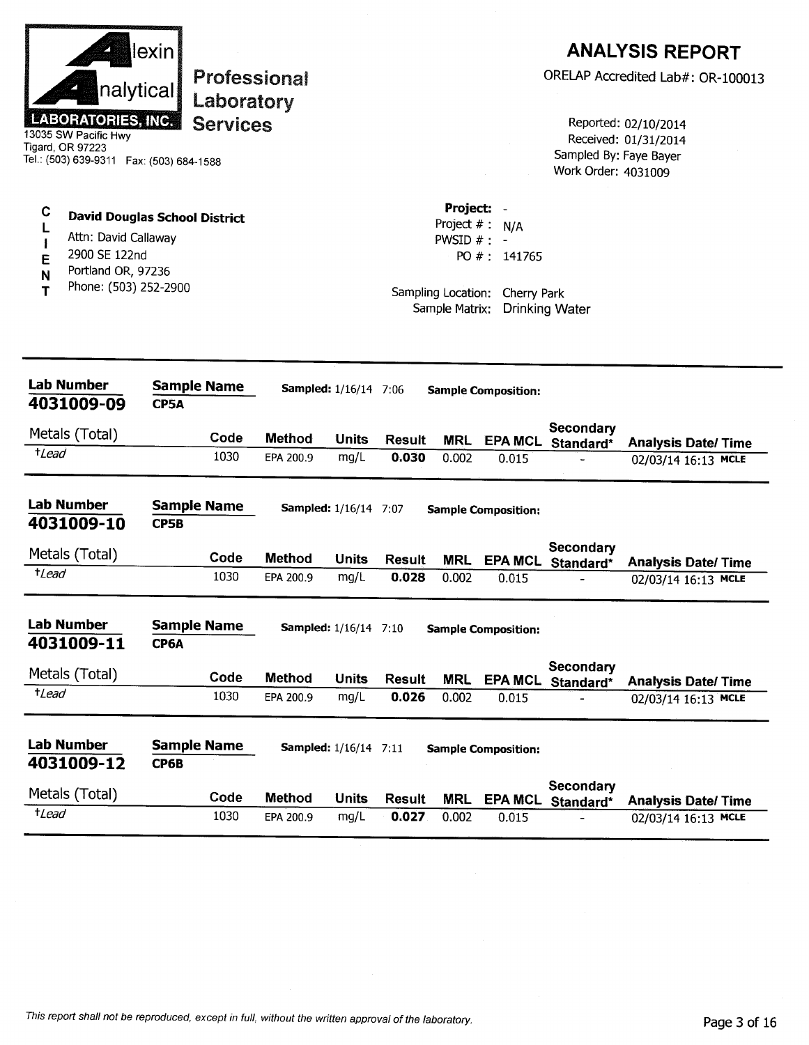**Alexin Analytical LABORATORIES, INC.**
13035 SW Pacific Hwy
Tigard, OR 97223
Tel.: (503) 639-9311 Fax: (503) 684-1588

**Professional Laboratory Services**

# ANALYSIS REPORT

ORELAP Accredited Lab#: OR-100013

Reported: 02/10/2014
Received: 01/31/2014
Sampled By: Faye Bayer
Work Order: 4031009

**CLIENT**

**David Douglas School District**
Attn: David Callaway
2900 SE 122nd
Portland OR, 97236
Phone: (503) 252-2900

**Project:** -
Project # : N/A
PWSID # : -
PO # : 141765

Sampling Location: Cherry Park
Sample Matrix: Drinking Water

---

**Lab Number** 4031009-09 **Sample Name** CP5A **Sampled:** 1/16/14 7:06 **Sample Composition:**

| Metals (Total) | Code | Method | Units | Result | MRL | EPA MCL | Secondary Standard* | Analysis Date/ Time |
|---|---|---|---|---|---|---|---|---|
| †*Lead* | 1030 | EPA 200.9 | mg/L | **0.030** | 0.002 | 0.015 | - | 02/03/14 16:13 MCLE |

**Lab Number** 4031009-10 **Sample Name** CP5B **Sampled:** 1/16/14 7:07 **Sample Composition:**

| Metals (Total) | Code | Method | Units | Result | MRL | EPA MCL | Secondary Standard* | Analysis Date/ Time |
|---|---|---|---|---|---|---|---|---|
| †*Lead* | 1030 | EPA 200.9 | mg/L | **0.028** | 0.002 | 0.015 | - | 02/03/14 16:13 MCLE |

**Lab Number** 4031009-11 **Sample Name** CP6A **Sampled:** 1/16/14 7:10 **Sample Composition:**

| Metals (Total) | Code | Method | Units | Result | MRL | EPA MCL | Secondary Standard* | Analysis Date/ Time |
|---|---|---|---|---|---|---|---|---|
| †*Lead* | 1030 | EPA 200.9 | mg/L | **0.026** | 0.002 | 0.015 | - | 02/03/14 16:13 MCLE |

**Lab Number** 4031009-12 **Sample Name** CP6B **Sampled:** 1/16/14 7:11 **Sample Composition:**

| Metals (Total) | Code | Method | Units | Result | MRL | EPA MCL | Secondary Standard* | Analysis Date/ Time |
|---|---|---|---|---|---|---|---|---|
| †*Lead* | 1030 | EPA 200.9 | mg/L | **0.027** | 0.002 | 0.015 | - | 02/03/14 16:13 MCLE |

*This report shall not be reproduced, except in full, without the written approval of the laboratory.*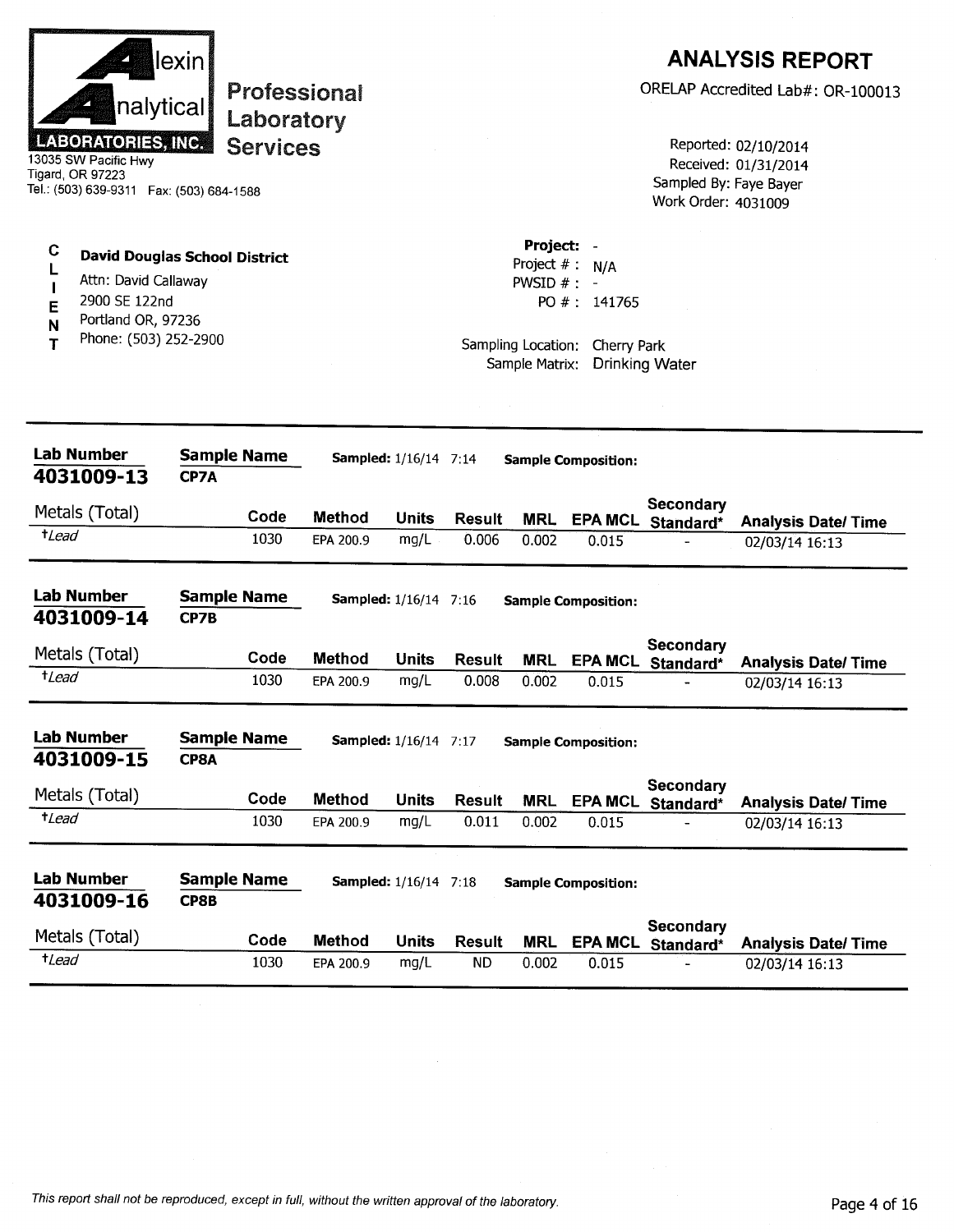**Alexin Analytical Laboratories, Inc.**
13035 SW Pacific Hwy
Tigard, OR 97223
Tel.: (503) 639-9311 Fax: (503) 684-1588

**Professional Laboratory Services**

# ANALYSIS REPORT

ORELAP Accredited Lab#: OR-100013

Reported: 02/10/2014
Received: 01/31/2014
Sampled By: Faye Bayer
Work Order: 4031009

**CLIENT**

**David Douglas School District**
Attn: David Callaway
2900 SE 122nd
Portland OR, 97236
Phone: (503) 252-2900

**Project:** -
Project # : N/A
PWSID # : -
PO # : 141765

Sampling Location: Cherry Park
Sample Matrix: Drinking Water

---

**Lab Number:** 4031009-13 | **Sample Name:** CP7A | **Sampled:** 1/16/14 7:14 | **Sample Composition:**

| Metals (Total) | Code | Method | Units | Result | MRL | EPA MCL | Secondary Standard* | Analysis Date/ Time |
|---|---|---|---|---|---|---|---|---|
| †*Lead* | 1030 | EPA 200.9 | mg/L | 0.006 | 0.002 | 0.015 | - | 02/03/14 16:13 |

---

**Lab Number:** 4031009-14 | **Sample Name:** CP7B | **Sampled:** 1/16/14 7:16 | **Sample Composition:**

| Metals (Total) | Code | Method | Units | Result | MRL | EPA MCL | Secondary Standard* | Analysis Date/ Time |
|---|---|---|---|---|---|---|---|---|
| †*Lead* | 1030 | EPA 200.9 | mg/L | 0.008 | 0.002 | 0.015 | - | 02/03/14 16:13 |

---

**Lab Number:** 4031009-15 | **Sample Name:** CP8A | **Sampled:** 1/16/14 7:17 | **Sample Composition:**

| Metals (Total) | Code | Method | Units | Result | MRL | EPA MCL | Secondary Standard* | Analysis Date/ Time |
|---|---|---|---|---|---|---|---|---|
| †*Lead* | 1030 | EPA 200.9 | mg/L | 0.011 | 0.002 | 0.015 | - | 02/03/14 16:13 |

---

**Lab Number:** 4031009-16 | **Sample Name:** CP8B | **Sampled:** 1/16/14 7:18 | **Sample Composition:**

| Metals (Total) | Code | Method | Units | Result | MRL | EPA MCL | Secondary Standard* | Analysis Date/ Time |
|---|---|---|---|---|---|---|---|---|
| †*Lead* | 1030 | EPA 200.9 | mg/L | ND | 0.002 | 0.015 | - | 02/03/14 16:13 |

---

*This report shall not be reproduced, except in full, without the written approval of the laboratory.*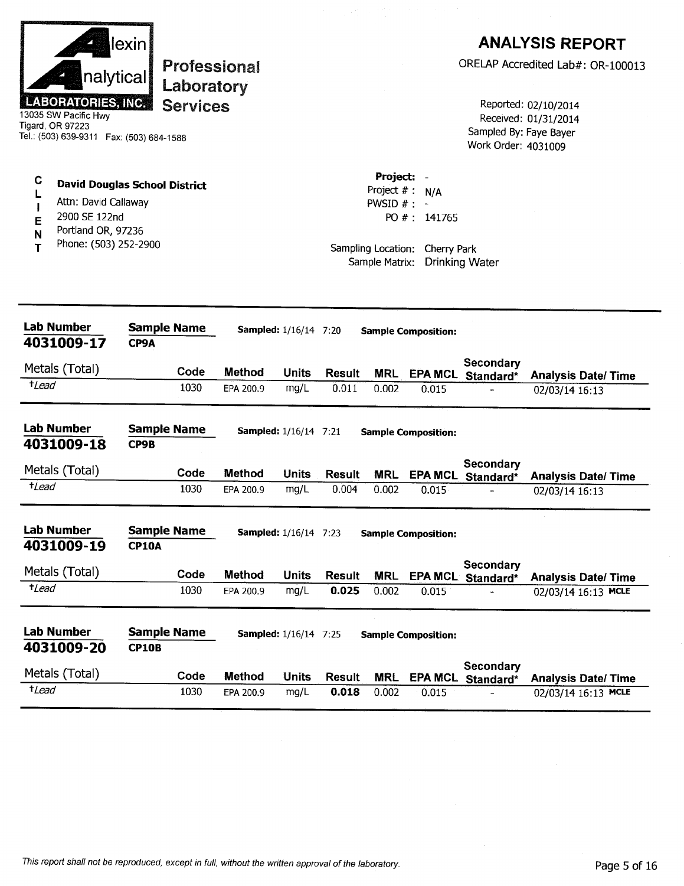**Alexin Analytical LABORATORIES, INC.**
13035 SW Pacific Hwy
Tigard, OR 97223
Tel.: (503) 639-9311 Fax: (503) 684-1588

**Professional Laboratory Services**

# ANALYSIS REPORT

ORELAP Accredited Lab#: OR-100013

Reported: 02/10/2014
Received: 01/31/2014
Sampled By: Faye Bayer
Work Order: 4031009

**CLIENT**

**David Douglas School District**
Attn: David Callaway
2900 SE 122nd
Portland OR, 97236
Phone: (503) 252-2900

**Project:** -
Project # : N/A
PWSID # : -
PO # : 141765

Sampling Location: Cherry Park
Sample Matrix: Drinking Water

---

**Lab Number** 4031009-17 | **Sample Name** CP9A | **Sampled:** 1/16/14 7:20 | **Sample Composition:**

| Metals (Total) | Code | Method | Units | Result | MRL | EPA MCL | Secondary Standard* | Analysis Date/ Time |
|---|---|---|---|---|---|---|---|---|
| †*Lead* | 1030 | EPA 200.9 | mg/L | 0.011 | 0.002 | 0.015 | - | 02/03/14 16:13 |

**Lab Number** 4031009-18 | **Sample Name** CP9B | **Sampled:** 1/16/14 7:21 | **Sample Composition:**

| Metals (Total) | Code | Method | Units | Result | MRL | EPA MCL | Secondary Standard* | Analysis Date/ Time |
|---|---|---|---|---|---|---|---|---|
| †*Lead* | 1030 | EPA 200.9 | mg/L | 0.004 | 0.002 | 0.015 | - | 02/03/14 16:13 |

**Lab Number** 4031009-19 | **Sample Name** CP10A | **Sampled:** 1/16/14 7:23 | **Sample Composition:**

| Metals (Total) | Code | Method | Units | Result | MRL | EPA MCL | Secondary Standard* | Analysis Date/ Time |
|---|---|---|---|---|---|---|---|---|
| †*Lead* | 1030 | EPA 200.9 | mg/L | **0.025** | 0.002 | 0.015 | - | 02/03/14 16:13 **MCLE** |

**Lab Number** 4031009-20 | **Sample Name** CP10B | **Sampled:** 1/16/14 7:25 | **Sample Composition:**

| Metals (Total) | Code | Method | Units | Result | MRL | EPA MCL | Secondary Standard* | Analysis Date/ Time |
|---|---|---|---|---|---|---|---|---|
| †*Lead* | 1030 | EPA 200.9 | mg/L | **0.018** | 0.002 | 0.015 | - | 02/03/14 16:13 **MCLE** |

*This report shall not be reproduced, except in full, without the written approval of the laboratory.*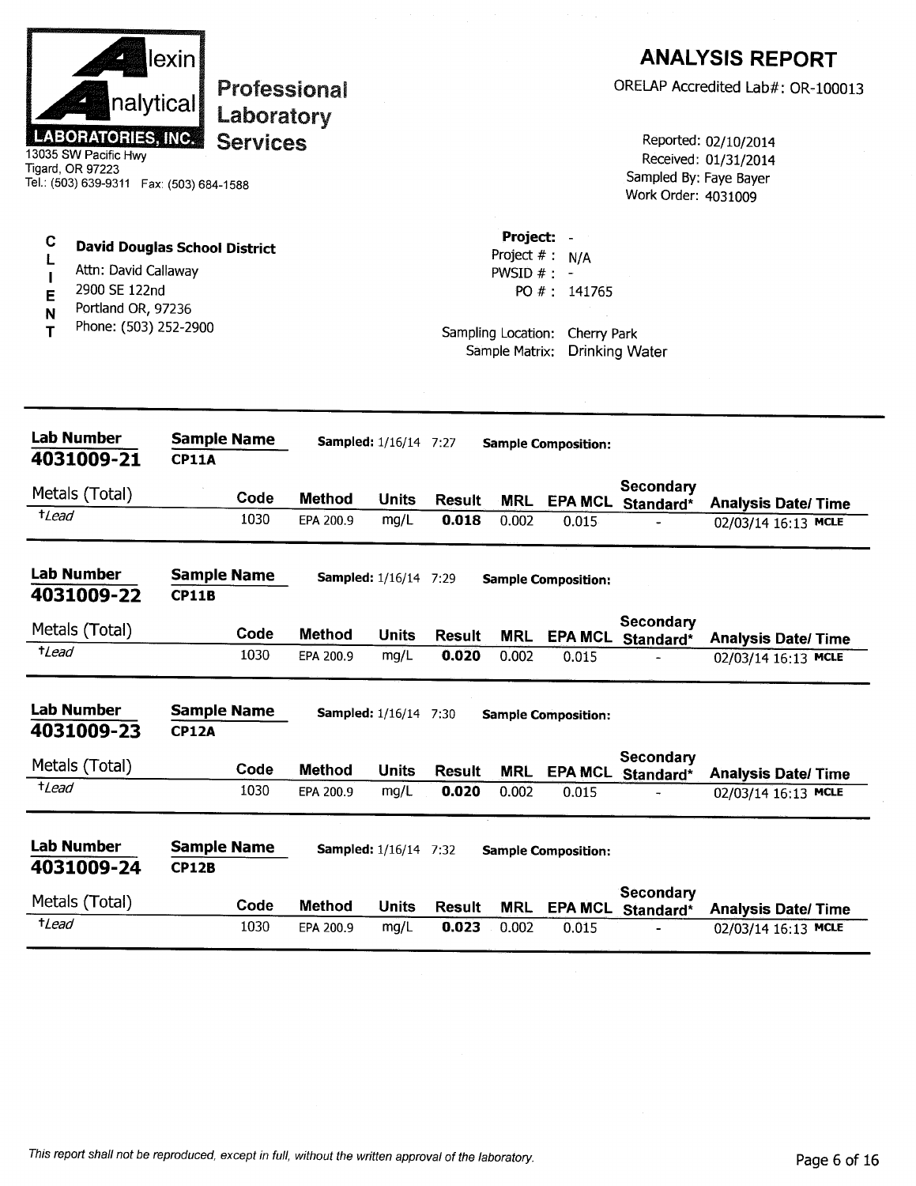**Alexin Analytical Laboratories, Inc.**
13035 SW Pacific Hwy
Tigard, OR 97223
Tel.: (503) 639-9311 Fax: (503) 684-1588

**Professional Laboratory Services**

# ANALYSIS REPORT

ORELAP Accredited Lab#: OR-100013

Reported: 02/10/2014
Received: 01/31/2014
Sampled By: Faye Bayer
Work Order: 4031009

**CLIENT**

**David Douglas School District**
Attn: David Callaway
2900 SE 122nd
Portland OR, 97236
Phone: (503) 252-2900

**Project:** -
Project # : N/A
PWSID # : -
PO # : 141765

Sampling Location: Cherry Park
Sample Matrix: Drinking Water

---

**Lab Number** 4031009-21 | **Sample Name** CP11A | **Sampled:** 1/16/14 7:27 | **Sample Composition:**

| Metals (Total) | Code | Method | Units | Result | MRL | EPA MCL | Secondary Standard* | Analysis Date/ Time |
|---|---|---|---|---|---|---|---|---|
| †*Lead* | 1030 | EPA 200.9 | mg/L | **0.018** | 0.002 | 0.015 | - | 02/03/14 16:13 MCLE |

**Lab Number** 4031009-22 | **Sample Name** CP11B | **Sampled:** 1/16/14 7:29 | **Sample Composition:**

| Metals (Total) | Code | Method | Units | Result | MRL | EPA MCL | Secondary Standard* | Analysis Date/ Time |
|---|---|---|---|---|---|---|---|---|
| †*Lead* | 1030 | EPA 200.9 | mg/L | **0.020** | 0.002 | 0.015 | - | 02/03/14 16:13 MCLE |

**Lab Number** 4031009-23 | **Sample Name** CP12A | **Sampled:** 1/16/14 7:30 | **Sample Composition:**

| Metals (Total) | Code | Method | Units | Result | MRL | EPA MCL | Secondary Standard* | Analysis Date/ Time |
|---|---|---|---|---|---|---|---|---|
| †*Lead* | 1030 | EPA 200.9 | mg/L | **0.020** | 0.002 | 0.015 | - | 02/03/14 16:13 MCLE |

**Lab Number** 4031009-24 | **Sample Name** CP12B | **Sampled:** 1/16/14 7:32 | **Sample Composition:**

| Metals (Total) | Code | Method | Units | Result | MRL | EPA MCL | Secondary Standard* | Analysis Date/ Time |
|---|---|---|---|---|---|---|---|---|
| †*Lead* | 1030 | EPA 200.9 | mg/L | **0.023** | 0.002 | 0.015 | - | 02/03/14 16:13 MCLE |

*This report shall not be reproduced, except in full, without the written approval of the laboratory.*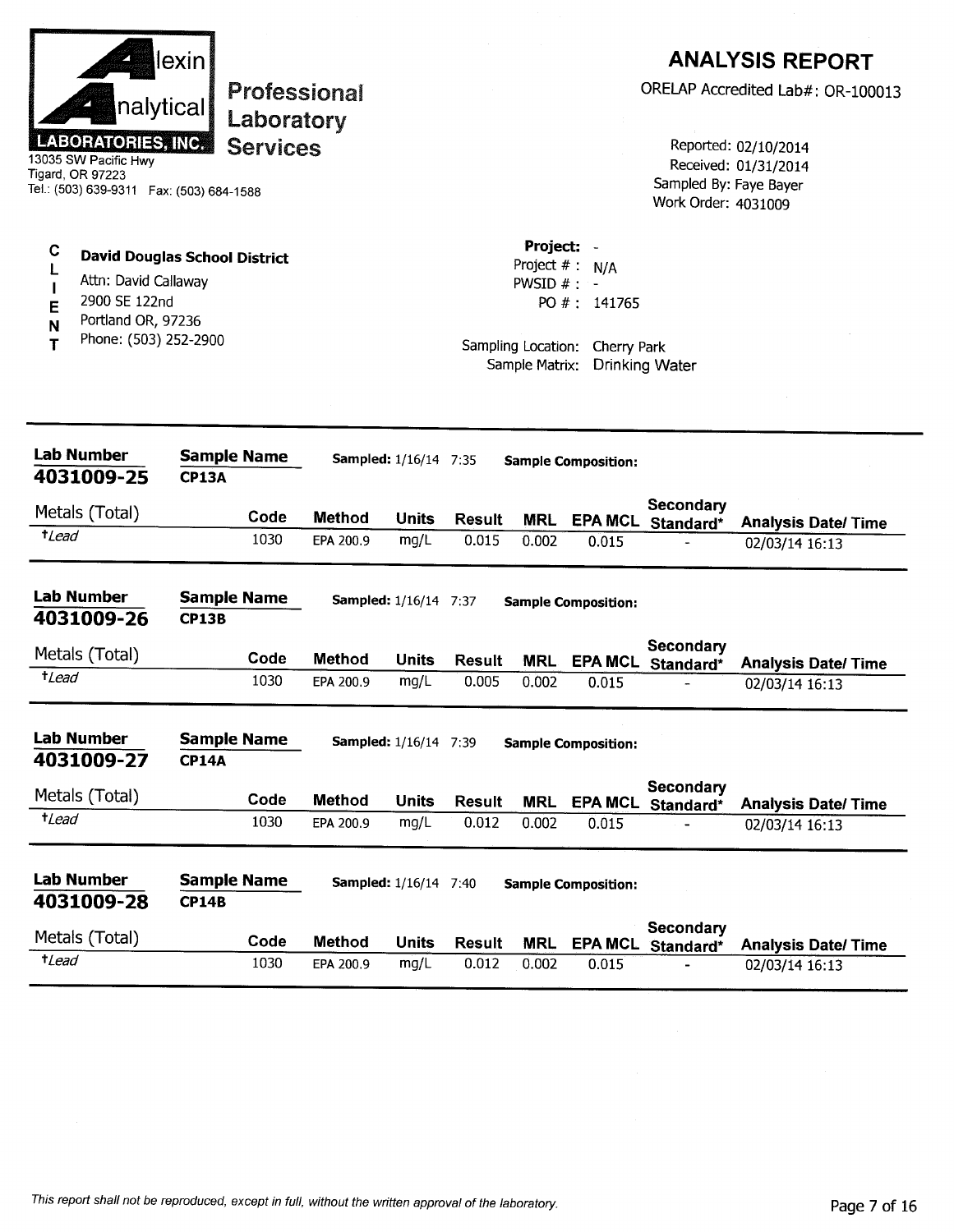**Alexin Analytical LABORATORIES, INC.**
13035 SW Pacific Hwy
Tigard, OR 97223
Tel.: (503) 639-9311 Fax: (503) 684-1588

**Professional Laboratory Services**

# ANALYSIS REPORT

ORELAP Accredited Lab#: OR-100013

Reported: 02/10/2014
Received: 01/31/2014
Sampled By: Faye Bayer
Work Order: 4031009

**CLIENT**

**David Douglas School District**
Attn: David Callaway
2900 SE 122nd
Portland OR, 97236
Phone: (503) 252-2900

**Project:** -
Project # : N/A
PWSID # : -
PO # : 141765

Sampling Location: Cherry Park
Sample Matrix: Drinking Water

---

**Lab Number** 4031009-25 | **Sample Name** CP13A | **Sampled:** 1/16/14 7:35 | **Sample Composition:**

| Metals (Total) | Code | Method | Units | Result | MRL | EPA MCL | Secondary Standard* | Analysis Date/ Time |
|---|---|---|---|---|---|---|---|---|
| †*Lead* | 1030 | EPA 200.9 | mg/L | 0.015 | 0.002 | 0.015 | - | 02/03/14 16:13 |

**Lab Number** 4031009-26 | **Sample Name** CP13B | **Sampled:** 1/16/14 7:37 | **Sample Composition:**

| Metals (Total) | Code | Method | Units | Result | MRL | EPA MCL | Secondary Standard* | Analysis Date/ Time |
|---|---|---|---|---|---|---|---|---|
| †*Lead* | 1030 | EPA 200.9 | mg/L | 0.005 | 0.002 | 0.015 | - | 02/03/14 16:13 |

**Lab Number** 4031009-27 | **Sample Name** CP14A | **Sampled:** 1/16/14 7:39 | **Sample Composition:**

| Metals (Total) | Code | Method | Units | Result | MRL | EPA MCL | Secondary Standard* | Analysis Date/ Time |
|---|---|---|---|---|---|---|---|---|
| †*Lead* | 1030 | EPA 200.9 | mg/L | 0.012 | 0.002 | 0.015 | - | 02/03/14 16:13 |

**Lab Number** 4031009-28 | **Sample Name** CP14B | **Sampled:** 1/16/14 7:40 | **Sample Composition:**

| Metals (Total) | Code | Method | Units | Result | MRL | EPA MCL | Secondary Standard* | Analysis Date/ Time |
|---|---|---|---|---|---|---|---|---|
| †*Lead* | 1030 | EPA 200.9 | mg/L | 0.012 | 0.002 | 0.015 | - | 02/03/14 16:13 |

*This report shall not be reproduced, except in full, without the written approval of the laboratory.*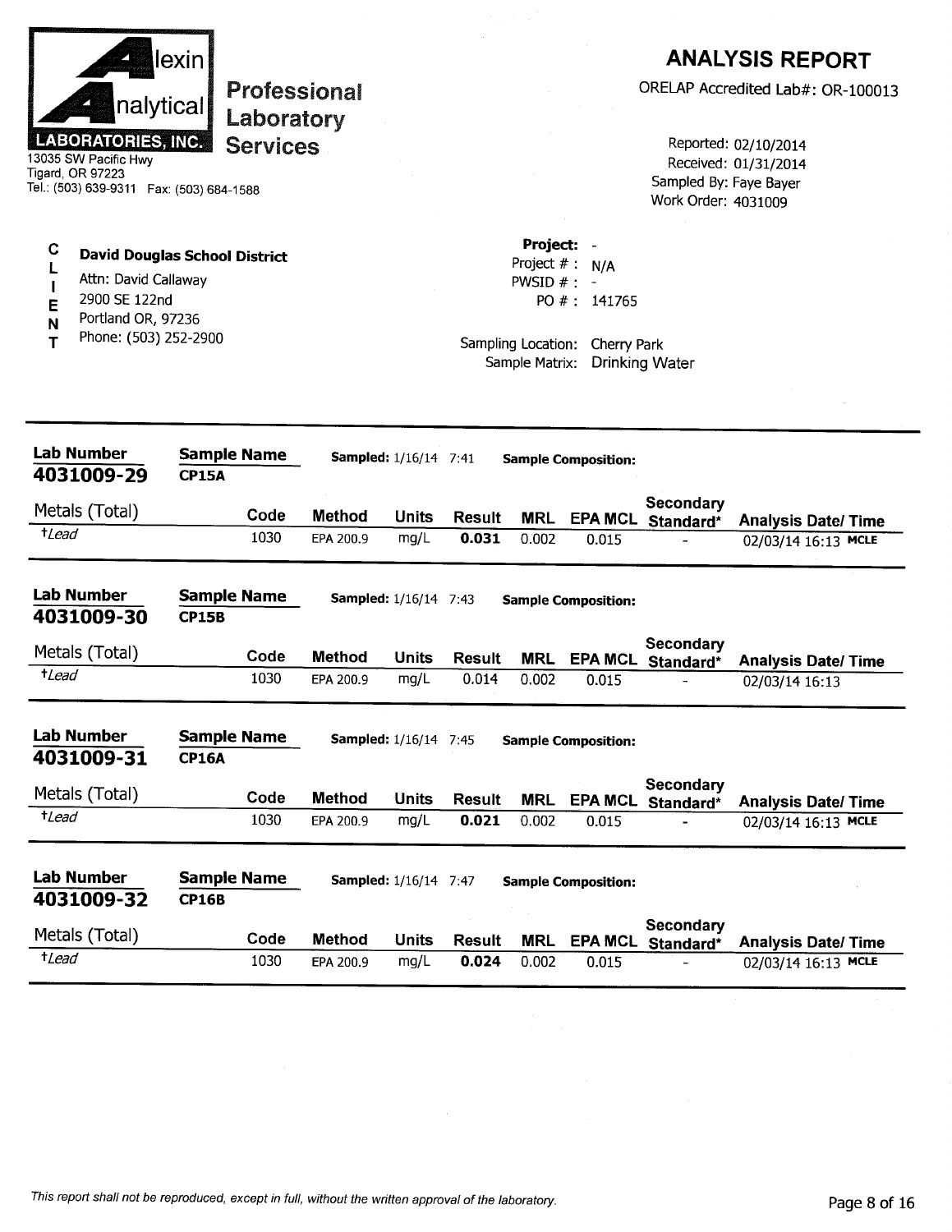**Alexin Analytical Laboratories, Inc.**
13035 SW Pacific Hwy
Tigard, OR 97223
Tel.: (503) 639-9311 Fax: (503) 684-1588

**Professional Laboratory Services**

# ANALYSIS REPORT

ORELAP Accredited Lab#: OR-100013

Reported: 02/10/2014
Received: 01/31/2014
Sampled By: Faye Bayer
Work Order: 4031009

**CLIENT**

**David Douglas School District**
Attn: David Callaway
2900 SE 122nd
Portland OR, 97236
Phone: (503) 252-2900

**Project:** -
Project # : N/A
PWSID # : -
PO # : 141765

Sampling Location: Cherry Park
Sample Matrix: Drinking Water

**Lab Number** 4031009-29 | **Sample Name** CP15A | **Sampled:** 1/16/14 7:41 | **Sample Composition:**

| Metals (Total) | Code | Method | Units | Result | MRL | EPA MCL | Secondary Standard* | Analysis Date/ Time |
|---|---|---|---|---|---|---|---|---|
| †*Lead* | 1030 | EPA 200.9 | mg/L | **0.031** | 0.002 | 0.015 | - | 02/03/14 16:13 **MCLE** |

**Lab Number** 4031009-30 | **Sample Name** CP15B | **Sampled:** 1/16/14 7:43 | **Sample Composition:**

| Metals (Total) | Code | Method | Units | Result | MRL | EPA MCL | Secondary Standard* | Analysis Date/ Time |
|---|---|---|---|---|---|---|---|---|
| †*Lead* | 1030 | EPA 200.9 | mg/L | 0.014 | 0.002 | 0.015 | - | 02/03/14 16:13 |

**Lab Number** 4031009-31 | **Sample Name** CP16A | **Sampled:** 1/16/14 7:45 | **Sample Composition:**

| Metals (Total) | Code | Method | Units | Result | MRL | EPA MCL | Secondary Standard* | Analysis Date/ Time |
|---|---|---|---|---|---|---|---|---|
| †*Lead* | 1030 | EPA 200.9 | mg/L | **0.021** | 0.002 | 0.015 | - | 02/03/14 16:13 **MCLE** |

**Lab Number** 4031009-32 | **Sample Name** CP16B | **Sampled:** 1/16/14 7:47 | **Sample Composition:**

| Metals (Total) | Code | Method | Units | Result | MRL | EPA MCL | Secondary Standard* | Analysis Date/ Time |
|---|---|---|---|---|---|---|---|---|
| †*Lead* | 1030 | EPA 200.9 | mg/L | **0.024** | 0.002 | 0.015 | - | 02/03/14 16:13 **MCLE** |

*This report shall not be reproduced, except in full, without the written approval of the laboratory.*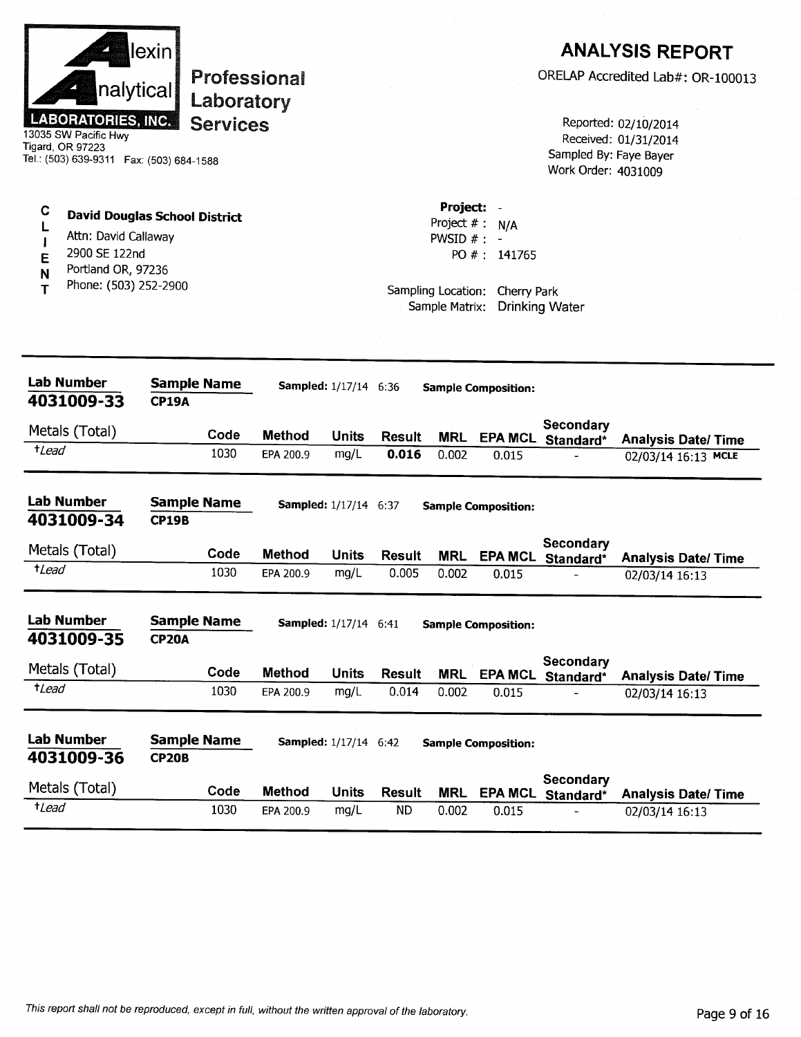Alexin Analytical LABORATORIES, INC.

13035 SW Pacific Hwy
Tigard, OR 97223
Tel.: (503) 639-9311 Fax: (503) 684-1588

**Professional Laboratory Services**

# ANALYSIS REPORT

ORELAP Accredited Lab#: OR-100013

Reported: 02/10/2014
Received: 01/31/2014
Sampled By: Faye Bayer
Work Order: 4031009

**CLIENT**

**David Douglas School District**
Attn: David Callaway
2900 SE 122nd
Portland OR, 97236
Phone: (503) 252-2900

**Project:** -
Project # : N/A
PWSID # : -
PO # : 141765

Sampling Location: Cherry Park
Sample Matrix: Drinking Water

---

**Lab Number** 4031009-33 | **Sample Name** CP19A | **Sampled:** 1/17/14 6:36 | **Sample Composition:**

| Metals (Total) | Code | Method | Units | Result | MRL | EPA MCL | Secondary Standard* | Analysis Date/ Time |
|---|---|---|---|---|---|---|---|---|
| †*Lead* | 1030 | EPA 200.9 | mg/L | **0.016** | 0.002 | 0.015 | - | 02/03/14 16:13 MCLE |

**Lab Number** 4031009-34 | **Sample Name** CP19B | **Sampled:** 1/17/14 6:37 | **Sample Composition:**

| Metals (Total) | Code | Method | Units | Result | MRL | EPA MCL | Secondary Standard* | Analysis Date/ Time |
|---|---|---|---|---|---|---|---|---|
| †*Lead* | 1030 | EPA 200.9 | mg/L | 0.005 | 0.002 | 0.015 | - | 02/03/14 16:13 |

**Lab Number** 4031009-35 | **Sample Name** CP20A | **Sampled:** 1/17/14 6:41 | **Sample Composition:**

| Metals (Total) | Code | Method | Units | Result | MRL | EPA MCL | Secondary Standard* | Analysis Date/ Time |
|---|---|---|---|---|---|---|---|---|
| †*Lead* | 1030 | EPA 200.9 | mg/L | 0.014 | 0.002 | 0.015 | - | 02/03/14 16:13 |

**Lab Number** 4031009-36 | **Sample Name** CP20B | **Sampled:** 1/17/14 6:42 | **Sample Composition:**

| Metals (Total) | Code | Method | Units | Result | MRL | EPA MCL | Secondary Standard* | Analysis Date/ Time |
|---|---|---|---|---|---|---|---|---|
| †*Lead* | 1030 | EPA 200.9 | mg/L | ND | 0.002 | 0.015 | - | 02/03/14 16:13 |

*This report shall not be reproduced, except in full, without the written approval of the laboratory.*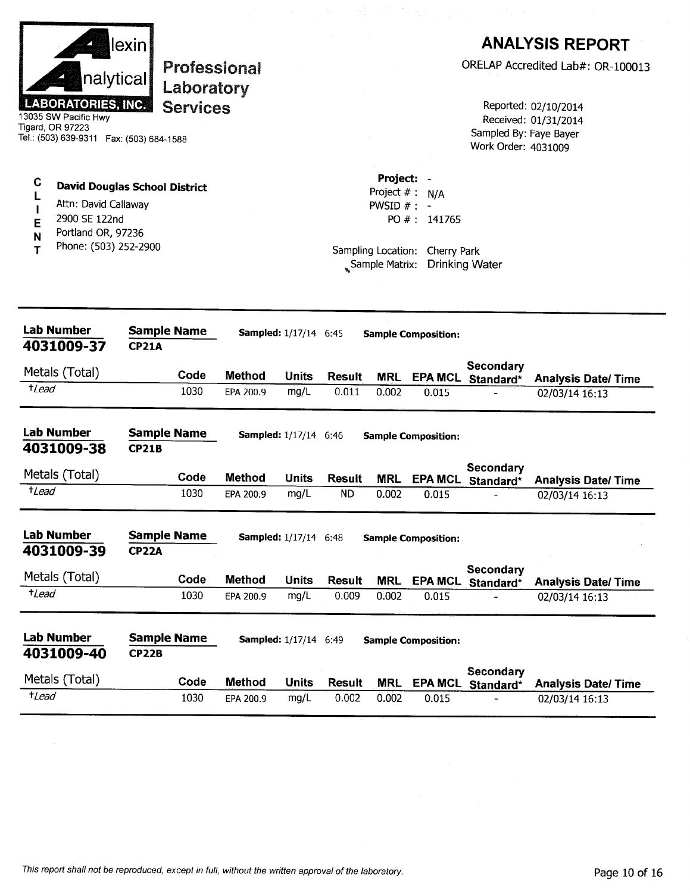**Alexin Analytical LABORATORIES, INC.**
13035 SW Pacific Hwy
Tigard, OR 97223
Tel.: (503) 639-9311 Fax: (503) 684-1588

**Professional Laboratory Services**

# ANALYSIS REPORT

ORELAP Accredited Lab#: OR-100013

Reported: 02/10/2014
Received: 01/31/2014
Sampled By: Faye Bayer
Work Order: 4031009

**CLIENT**

**David Douglas School District**
Attn: David Callaway
2900 SE 122nd
Portland OR, 97236
Phone: (503) 252-2900

**Project:** -
Project # : N/A
PWSID # : -
PO # : 141765

Sampling Location: Cherry Park
Sample Matrix: Drinking Water

---

**Lab Number** 4031009-37 **Sample Name** CP21A **Sampled:** 1/17/14 6:45 **Sample Composition:**

| Metals (Total) | Code | Method | Units | Result | MRL | EPA MCL | Secondary Standard* | Analysis Date/ Time |
|---|---|---|---|---|---|---|---|---|
| †*Lead* | 1030 | EPA 200.9 | mg/L | 0.011 | 0.002 | 0.015 | - | 02/03/14 16:13 |

**Lab Number** 4031009-38 **Sample Name** CP21B **Sampled:** 1/17/14 6:46 **Sample Composition:**

| Metals (Total) | Code | Method | Units | Result | MRL | EPA MCL | Secondary Standard* | Analysis Date/ Time |
|---|---|---|---|---|---|---|---|---|
| †*Lead* | 1030 | EPA 200.9 | mg/L | ND | 0.002 | 0.015 | - | 02/03/14 16:13 |

**Lab Number** 4031009-39 **Sample Name** CP22A **Sampled:** 1/17/14 6:48 **Sample Composition:**

| Metals (Total) | Code | Method | Units | Result | MRL | EPA MCL | Secondary Standard* | Analysis Date/ Time |
|---|---|---|---|---|---|---|---|---|
| †*Lead* | 1030 | EPA 200.9 | mg/L | 0.009 | 0.002 | 0.015 | - | 02/03/14 16:13 |

**Lab Number** 4031009-40 **Sample Name** CP22B **Sampled:** 1/17/14 6:49 **Sample Composition:**

| Metals (Total) | Code | Method | Units | Result | MRL | EPA MCL | Secondary Standard* | Analysis Date/ Time |
|---|---|---|---|---|---|---|---|---|
| †*Lead* | 1030 | EPA 200.9 | mg/L | 0.002 | 0.002 | 0.015 | - | 02/03/14 16:13 |

*This report shall not be reproduced, except in full, without the written approval of the laboratory.*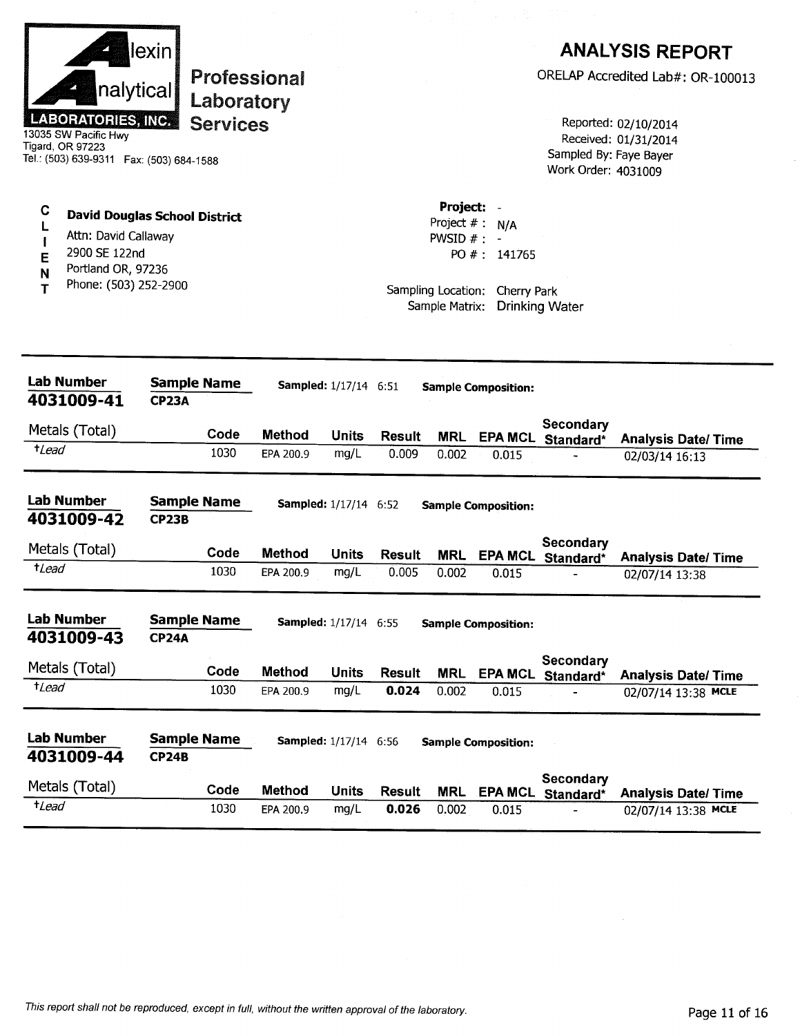**Alexin Analytical LABORATORIES, INC.**
13035 SW Pacific Hwy
Tigard, OR 97223
Tel.: (503) 639-9311 Fax: (503) 684-1588

**Professional Laboratory Services**

# ANALYSIS REPORT

ORELAP Accredited Lab#: OR-100013

Reported: 02/10/2014
Received: 01/31/2014
Sampled By: Faye Bayer
Work Order: 4031009

**CLIENT**

**David Douglas School District**
Attn: David Callaway
2900 SE 122nd
Portland OR, 97236
Phone: (503) 252-2900

**Project:** -
Project # : N/A
PWSID # : -
PO # : 141765

Sampling Location: Cherry Park
Sample Matrix: Drinking Water

---

**Lab Number** 4031009-41 | **Sample Name** CP23A | **Sampled:** 1/17/14 6:51 | **Sample Composition:**

| Metals (Total) | Code | Method | Units | Result | MRL | EPA MCL | Secondary Standard* | Analysis Date/ Time |
|---|---|---|---|---|---|---|---|---|
| †*Lead* | 1030 | EPA 200.9 | mg/L | 0.009 | 0.002 | 0.015 | - | 02/03/14 16:13 |

**Lab Number** 4031009-42 | **Sample Name** CP23B | **Sampled:** 1/17/14 6:52 | **Sample Composition:**

| Metals (Total) | Code | Method | Units | Result | MRL | EPA MCL | Secondary Standard* | Analysis Date/ Time |
|---|---|---|---|---|---|---|---|---|
| †*Lead* | 1030 | EPA 200.9 | mg/L | 0.005 | 0.002 | 0.015 | - | 02/07/14 13:38 |

**Lab Number** 4031009-43 | **Sample Name** CP24A | **Sampled:** 1/17/14 6:55 | **Sample Composition:**

| Metals (Total) | Code | Method | Units | Result | MRL | EPA MCL | Secondary Standard* | Analysis Date/ Time |
|---|---|---|---|---|---|---|---|---|
| †*Lead* | 1030 | EPA 200.9 | mg/L | **0.024** | 0.002 | 0.015 | - | 02/07/14 13:38 MCLE |

**Lab Number** 4031009-44 | **Sample Name** CP24B | **Sampled:** 1/17/14 6:56 | **Sample Composition:**

| Metals (Total) | Code | Method | Units | Result | MRL | EPA MCL | Secondary Standard* | Analysis Date/ Time |
|---|---|---|---|---|---|---|---|---|
| †*Lead* | 1030 | EPA 200.9 | mg/L | **0.026** | 0.002 | 0.015 | - | 02/07/14 13:38 MCLE |

*This report shall not be reproduced, except in full, without the written approval of the laboratory.*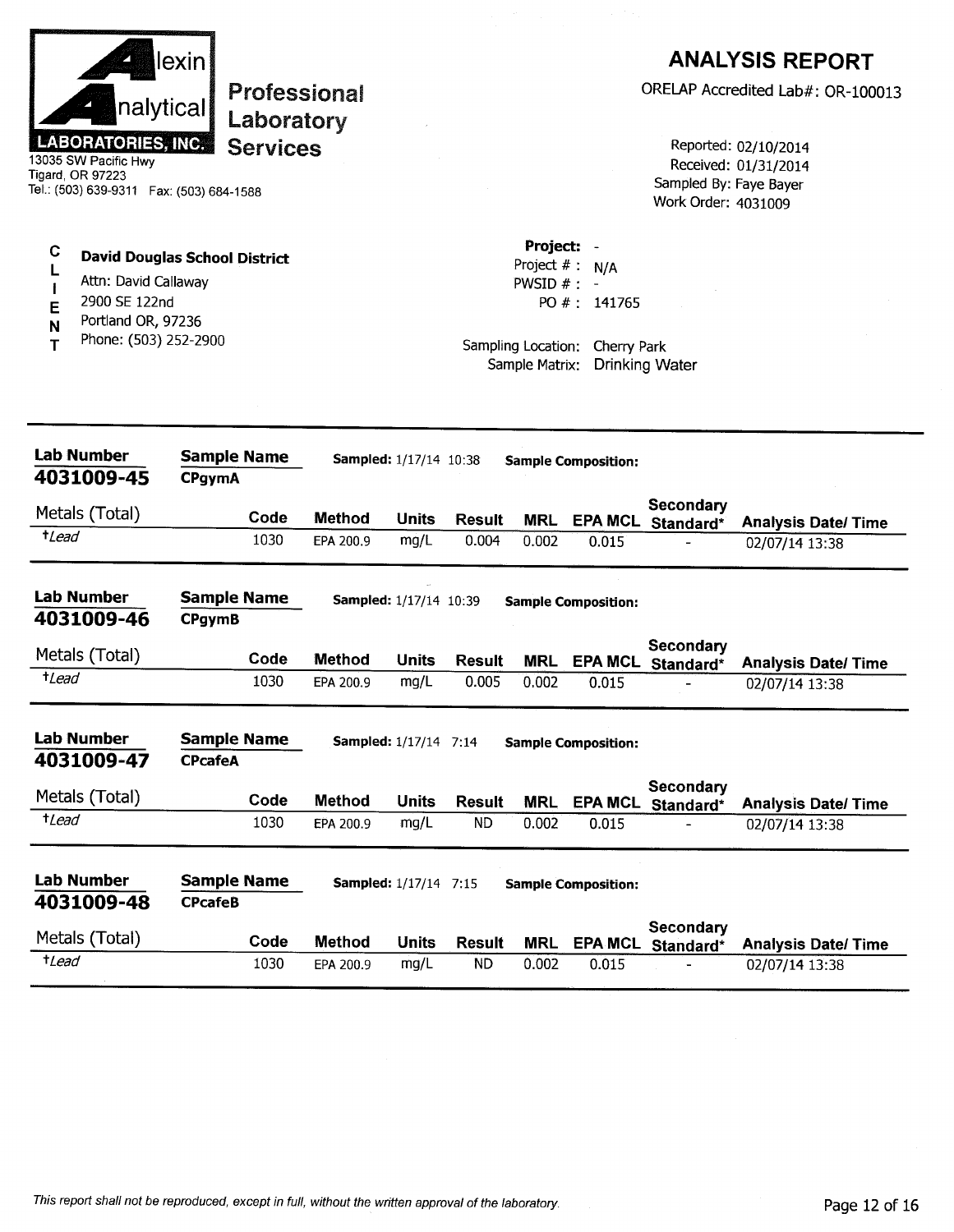**Alexin Analytical LABORATORIES, INC.**
13035 SW Pacific Hwy
Tigard, OR 97223
Tel.: (503) 639-9311 Fax: (503) 684-1588

**Professional Laboratory Services**

# ANALYSIS REPORT

ORELAP Accredited Lab#: OR-100013

Reported: 02/10/2014
Received: 01/31/2014
Sampled By: Faye Bayer
Work Order: 4031009

**CLIENT**

**David Douglas School District**
Attn: David Callaway
2900 SE 122nd
Portland OR, 97236
Phone: (503) 252-2900

**Project:** -
Project # : N/A
PWSID # : -
PO # : 141765

Sampling Location: Cherry Park
Sample Matrix: Drinking Water

---

**Lab Number:** 4031009-45 **Sample Name:** CPgymA **Sampled:** 1/17/14 10:38 **Sample Composition:**

| Metals (Total) | Code | Method | Units | Result | MRL | EPA MCL | Secondary Standard* | Analysis Date/ Time |
|---|---|---|---|---|---|---|---|---|
| *†Lead* | 1030 | EPA 200.9 | mg/L | 0.004 | 0.002 | 0.015 | - | 02/07/14 13:38 |

**Lab Number:** 4031009-46 **Sample Name:** CPgymB **Sampled:** 1/17/14 10:39 **Sample Composition:**

| Metals (Total) | Code | Method | Units | Result | MRL | EPA MCL | Secondary Standard* | Analysis Date/ Time |
|---|---|---|---|---|---|---|---|---|
| *†Lead* | 1030 | EPA 200.9 | mg/L | 0.005 | 0.002 | 0.015 | - | 02/07/14 13:38 |

**Lab Number:** 4031009-47 **Sample Name:** CPcafeA **Sampled:** 1/17/14 7:14 **Sample Composition:**

| Metals (Total) | Code | Method | Units | Result | MRL | EPA MCL | Secondary Standard* | Analysis Date/ Time |
|---|---|---|---|---|---|---|---|---|
| *†Lead* | 1030 | EPA 200.9 | mg/L | ND | 0.002 | 0.015 | - | 02/07/14 13:38 |

**Lab Number:** 4031009-48 **Sample Name:** CPcafeB **Sampled:** 1/17/14 7:15 **Sample Composition:**

| Metals (Total) | Code | Method | Units | Result | MRL | EPA MCL | Secondary Standard* | Analysis Date/ Time |
|---|---|---|---|---|---|---|---|---|
| *†Lead* | 1030 | EPA 200.9 | mg/L | ND | 0.002 | 0.015 | - | 02/07/14 13:38 |

*This report shall not be reproduced, except in full, without the written approval of the laboratory.*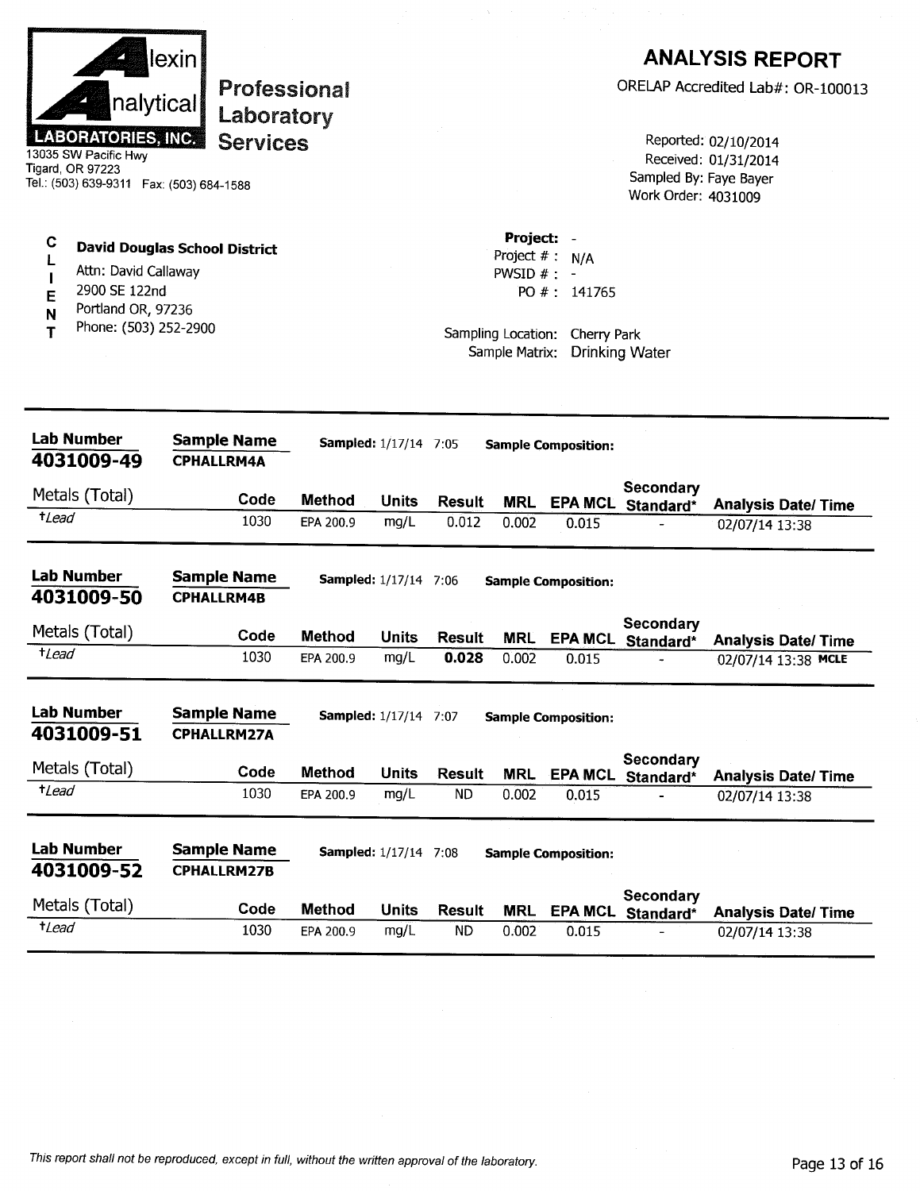**Alexin Analytical Laboratories, Inc.**
13035 SW Pacific Hwy
Tigard, OR 97223
Tel.: (503) 639-9311 Fax: (503) 684-1588

**Professional Laboratory Services**

# ANALYSIS REPORT

ORELAP Accredited Lab#: OR-100013

Reported: 02/10/2014
Received: 01/31/2014
Sampled By: Faye Bayer
Work Order: 4031009

**CLIENT**

**David Douglas School District**
Attn: David Callaway
2900 SE 122nd
Portland OR, 97236
Phone: (503) 252-2900

**Project:** -
Project # : N/A
PWSID # : -
PO # : 141765

Sampling Location: Cherry Park
Sample Matrix: Drinking Water

---

**Lab Number** 4031009-49 | **Sample Name** CPHALLRM4A | **Sampled:** 1/17/14 7:05 | **Sample Composition:**

| Metals (Total) | Code | Method | Units | Result | MRL | EPA MCL | Secondary Standard* | Analysis Date/ Time |
|---|---|---|---|---|---|---|---|---|
| †*Lead* | 1030 | EPA 200.9 | mg/L | 0.012 | 0.002 | 0.015 | - | 02/07/14 13:38 |

**Lab Number** 4031009-50 | **Sample Name** CPHALLRM4B | **Sampled:** 1/17/14 7:06 | **Sample Composition:**

| Metals (Total) | Code | Method | Units | Result | MRL | EPA MCL | Secondary Standard* | Analysis Date/ Time |
|---|---|---|---|---|---|---|---|---|
| †*Lead* | 1030 | EPA 200.9 | mg/L | **0.028** | 0.002 | 0.015 | - | 02/07/14 13:38 **MCLE** |

**Lab Number** 4031009-51 | **Sample Name** CPHALLRM27A | **Sampled:** 1/17/14 7:07 | **Sample Composition:**

| Metals (Total) | Code | Method | Units | Result | MRL | EPA MCL | Secondary Standard* | Analysis Date/ Time |
|---|---|---|---|---|---|---|---|---|
| †*Lead* | 1030 | EPA 200.9 | mg/L | ND | 0.002 | 0.015 | - | 02/07/14 13:38 |

**Lab Number** 4031009-52 | **Sample Name** CPHALLRM27B | **Sampled:** 1/17/14 7:08 | **Sample Composition:**

| Metals (Total) | Code | Method | Units | Result | MRL | EPA MCL | Secondary Standard* | Analysis Date/ Time |
|---|---|---|---|---|---|---|---|---|
| †*Lead* | 1030 | EPA 200.9 | mg/L | ND | 0.002 | 0.015 | - | 02/07/14 13:38 |

*This report shall not be reproduced, except in full, without the written approval of the laboratory.*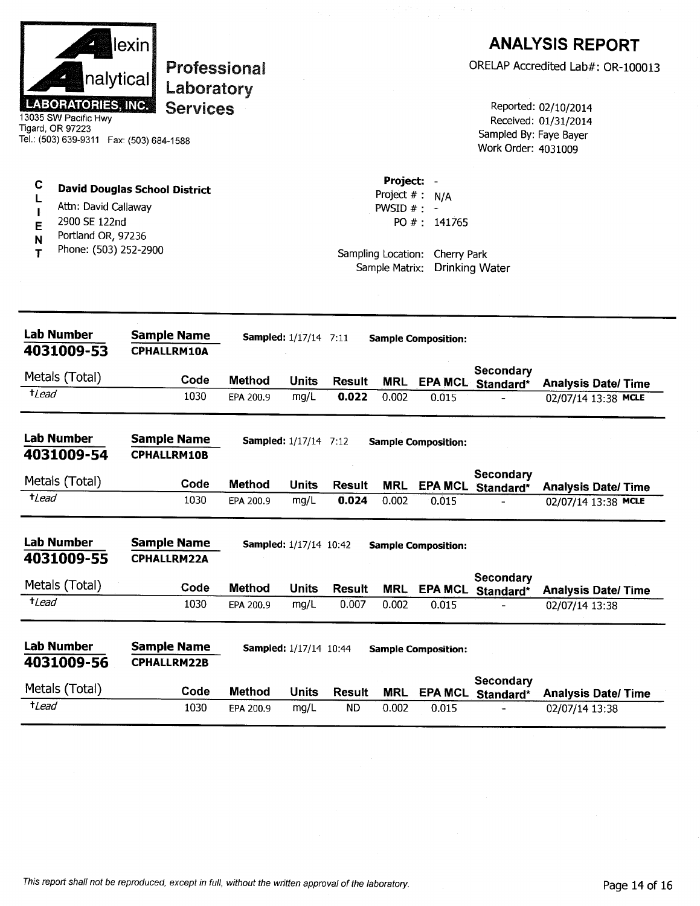**Alexin Analytical LABORATORIES, INC.**
13035 SW Pacific Hwy
Tigard, OR 97223
Tel.: (503) 639-9311 Fax: (503) 684-1588

**Professional Laboratory Services**

# ANALYSIS REPORT

ORELAP Accredited Lab#: OR-100013

Reported: 02/10/2014
Received: 01/31/2014
Sampled By: Faye Bayer
Work Order: 4031009

**CLIENT**

**David Douglas School District**
Attn: David Callaway
2900 SE 122nd
Portland OR, 97236
Phone: (503) 252-2900

**Project:** -
Project # : N/A
PWSID # : -
PO # : 141765

Sampling Location: Cherry Park
Sample Matrix: Drinking Water

---

**Lab Number:** 4031009-53 | **Sample Name:** CPHALLRM10A | **Sampled:** 1/17/14 7:11 | **Sample Composition:**

| Metals (Total) | Code | Method | Units | Result | MRL | EPA MCL | Secondary Standard* | Analysis Date/ Time |
|---|---|---|---|---|---|---|---|---|
| †*Lead* | 1030 | EPA 200.9 | mg/L | **0.022** | 0.002 | 0.015 | - | 02/07/14 13:38 **MCLE** |

**Lab Number:** 4031009-54 | **Sample Name:** CPHALLRM10B | **Sampled:** 1/17/14 7:12 | **Sample Composition:**

| Metals (Total) | Code | Method | Units | Result | MRL | EPA MCL | Secondary Standard* | Analysis Date/ Time |
|---|---|---|---|---|---|---|---|---|
| †*Lead* | 1030 | EPA 200.9 | mg/L | **0.024** | 0.002 | 0.015 | - | 02/07/14 13:38 **MCLE** |

**Lab Number:** 4031009-55 | **Sample Name:** CPHALLRM22A | **Sampled:** 1/17/14 10:42 | **Sample Composition:**

| Metals (Total) | Code | Method | Units | Result | MRL | EPA MCL | Secondary Standard* | Analysis Date/ Time |
|---|---|---|---|---|---|---|---|---|
| †*Lead* | 1030 | EPA 200.9 | mg/L | 0.007 | 0.002 | 0.015 | - | 02/07/14 13:38 |

**Lab Number:** 4031009-56 | **Sample Name:** CPHALLRM22B | **Sampled:** 1/17/14 10:44 | **Sample Composition:**

| Metals (Total) | Code | Method | Units | Result | MRL | EPA MCL | Secondary Standard* | Analysis Date/ Time |
|---|---|---|---|---|---|---|---|---|
| †*Lead* | 1030 | EPA 200.9 | mg/L | ND | 0.002 | 0.015 | - | 02/07/14 13:38 |

*This report shall not be reproduced, except in full, without the written approval of the laboratory.*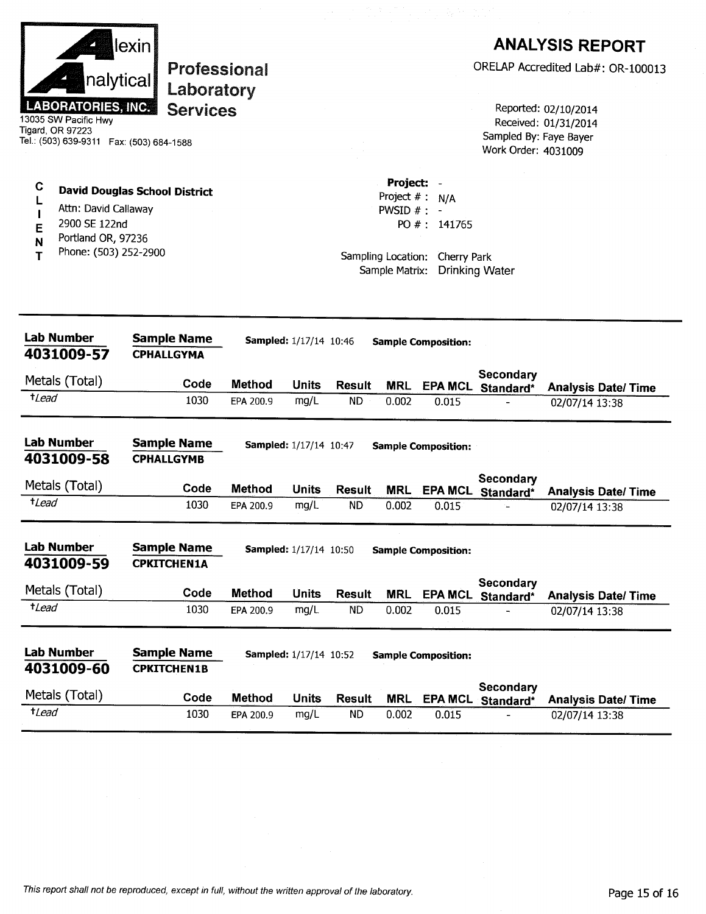**Alexin Analytical LABORATORIES, INC.**
13035 SW Pacific Hwy
Tigard, OR 97223
Tel.: (503) 639-9311 Fax: (503) 684-1588

**Professional Laboratory Services**

# ANALYSIS REPORT

ORELAP Accredited Lab#: OR-100013

Reported: 02/10/2014
Received: 01/31/2014
Sampled By: Faye Bayer
Work Order: 4031009

**CLIENT**

**David Douglas School District**
Attn: David Callaway
2900 SE 122nd
Portland OR, 97236
Phone: (503) 252-2900

**Project:** -
Project # : N/A
PWSID # : -
PO # : 141765

Sampling Location: Cherry Park
Sample Matrix: Drinking Water

---

**Lab Number** 4031009-57 | **Sample Name** CPHALLGYMA | **Sampled:** 1/17/14 10:46 | **Sample Composition:**

| Metals (Total) | Code | Method | Units | Result | MRL | EPA MCL | Secondary Standard* | Analysis Date/ Time |
|---|---|---|---|---|---|---|---|---|
| †*Lead* | 1030 | EPA 200.9 | mg/L | ND | 0.002 | 0.015 | - | 02/07/14 13:38 |

**Lab Number** 4031009-58 | **Sample Name** CPHALLGYMB | **Sampled:** 1/17/14 10:47 | **Sample Composition:**

| Metals (Total) | Code | Method | Units | Result | MRL | EPA MCL | Secondary Standard* | Analysis Date/ Time |
|---|---|---|---|---|---|---|---|---|
| †*Lead* | 1030 | EPA 200.9 | mg/L | ND | 0.002 | 0.015 | - | 02/07/14 13:38 |

**Lab Number** 4031009-59 | **Sample Name** CPKITCHEN1A | **Sampled:** 1/17/14 10:50 | **Sample Composition:**

| Metals (Total) | Code | Method | Units | Result | MRL | EPA MCL | Secondary Standard* | Analysis Date/ Time |
|---|---|---|---|---|---|---|---|---|
| †*Lead* | 1030 | EPA 200.9 | mg/L | ND | 0.002 | 0.015 | - | 02/07/14 13:38 |

**Lab Number** 4031009-60 | **Sample Name** CPKITCHEN1B | **Sampled:** 1/17/14 10:52 | **Sample Composition:**

| Metals (Total) | Code | Method | Units | Result | MRL | EPA MCL | Secondary Standard* | Analysis Date/ Time |
|---|---|---|---|---|---|---|---|---|
| †*Lead* | 1030 | EPA 200.9 | mg/L | ND | 0.002 | 0.015 | - | 02/07/14 13:38 |

*This report shall not be reproduced, except in full, without the written approval of the laboratory.*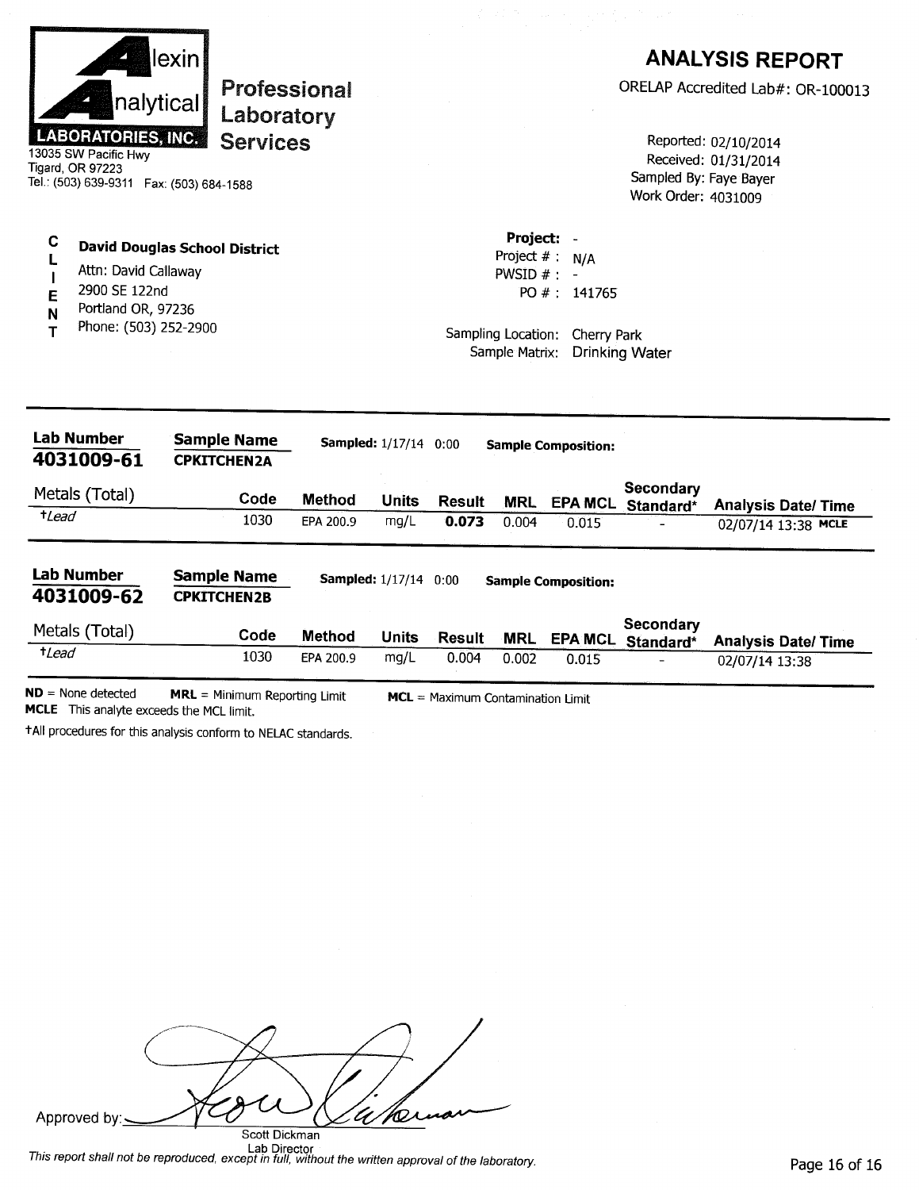Alexin Analytical Laboratories, Inc.

**Professional Laboratory Services**

13035 SW Pacific Hwy
Tigard, OR 97223
Tel.: (503) 639-9311 Fax: (503) 684-1588

# ANALYSIS REPORT

ORELAP Accredited Lab#: OR-100013

Reported: 02/10/2014
Received: 01/31/2014
Sampled By: Faye Bayer
Work Order: 4031009

**CLIENT**

**David Douglas School District**
Attn: David Callaway
2900 SE 122nd
Portland OR, 97236
Phone: (503) 252-2900

**Project:** -
Project # : N/A
PWSID # : -
PO # : 141765

Sampling Location: Cherry Park
Sample Matrix: Drinking Water

**Lab Number** 4031009-61 | **Sample Name** CPKITCHEN2A | **Sampled:** 1/17/14 0:00 | **Sample Composition:**

| Metals (Total) | Code | Method | Units | Result | MRL | EPA MCL | Secondary Standard* | Analysis Date/ Time |
|---|---|---|---|---|---|---|---|---|
| †*Lead* | 1030 | EPA 200.9 | mg/L | **0.073** | 0.004 | 0.015 | - | 02/07/14 13:38 **MCLE** |

**Lab Number** 4031009-62 | **Sample Name** CPKITCHEN2B | **Sampled:** 1/17/14 0:00 | **Sample Composition:**

| Metals (Total) | Code | Method | Units | Result | MRL | EPA MCL | Secondary Standard* | Analysis Date/ Time |
|---|---|---|---|---|---|---|---|---|
| †*Lead* | 1030 | EPA 200.9 | mg/L | 0.004 | 0.002 | 0.015 | - | 02/07/14 13:38 |

**ND** = None detected **MRL** = Minimum Reporting Limit **MCL** = Maximum Contamination Limit
**MCLE** This analyte exceeds the MCL limit.

†All procedures for this analysis conform to NELAC standards.

Approved by: [signature]
Scott Dickman
Lab Director

*This report shall not be reproduced, except in full, without the written approval of the laboratory.*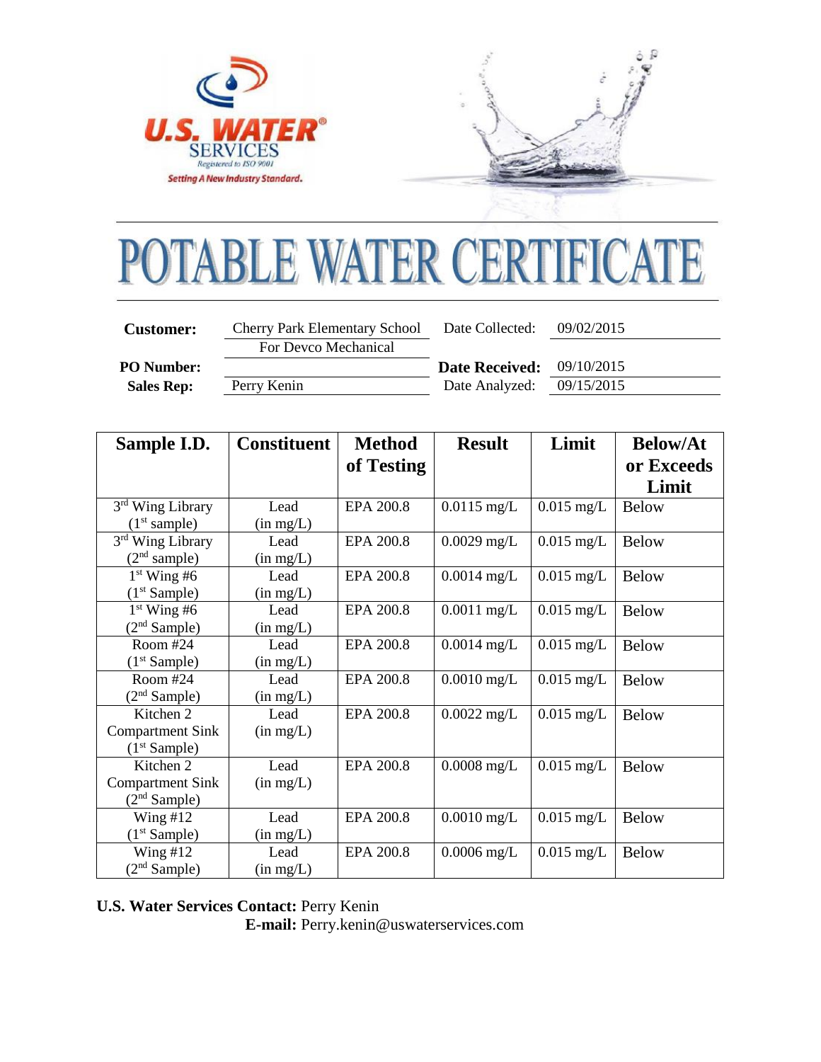U.S. WATER SERVICES

Registered to ISO 9001

Setting A New Industry Standard.

# POTABLE WATER CERTIFICATE

| | | | |
|---|---|---|---|
| **Customer:** | Cherry Park Elementary School For Devco Mechanical | Date Collected: | 09/02/2015 |
| **PO Number:** | | **Date Received:** | 09/10/2015 |
| **Sales Rep:** | Perry Kenin | Date Analyzed: | 09/15/2015 |

| Sample I.D. | Constituent | Method of Testing | Result | Limit | Below/At or Exceeds Limit |
|---|---|---|---|---|---|
| 3rd Wing Library (1st sample) | Lead (in mg/L) | EPA 200.8 | 0.0115 mg/L | 0.015 mg/L | Below |
| 3rd Wing Library (2nd sample) | Lead (in mg/L) | EPA 200.8 | 0.0029 mg/L | 0.015 mg/L | Below |
| 1st Wing #6 (1st Sample) | Lead (in mg/L) | EPA 200.8 | 0.0014 mg/L | 0.015 mg/L | Below |
| 1st Wing #6 (2nd Sample) | Lead (in mg/L) | EPA 200.8 | 0.0011 mg/L | 0.015 mg/L | Below |
| Room #24 (1st Sample) | Lead (in mg/L) | EPA 200.8 | 0.0014 mg/L | 0.015 mg/L | Below |
| Room #24 (2nd Sample) | Lead (in mg/L) | EPA 200.8 | 0.0010 mg/L | 0.015 mg/L | Below |
| Kitchen 2 Compartment Sink (1st Sample) | Lead (in mg/L) | EPA 200.8 | 0.0022 mg/L | 0.015 mg/L | Below |
| Kitchen 2 Compartment Sink (2nd Sample) | Lead (in mg/L) | EPA 200.8 | 0.0008 mg/L | 0.015 mg/L | Below |
| Wing #12 (1st Sample) | Lead (in mg/L) | EPA 200.8 | 0.0010 mg/L | 0.015 mg/L | Below |
| Wing #12 (2nd Sample) | Lead (in mg/L) | EPA 200.8 | 0.0006 mg/L | 0.015 mg/L | Below |

**U.S. Water Services Contact:** Perry Kenin

**E-mail:** Perry.kenin@uswaterservices.com